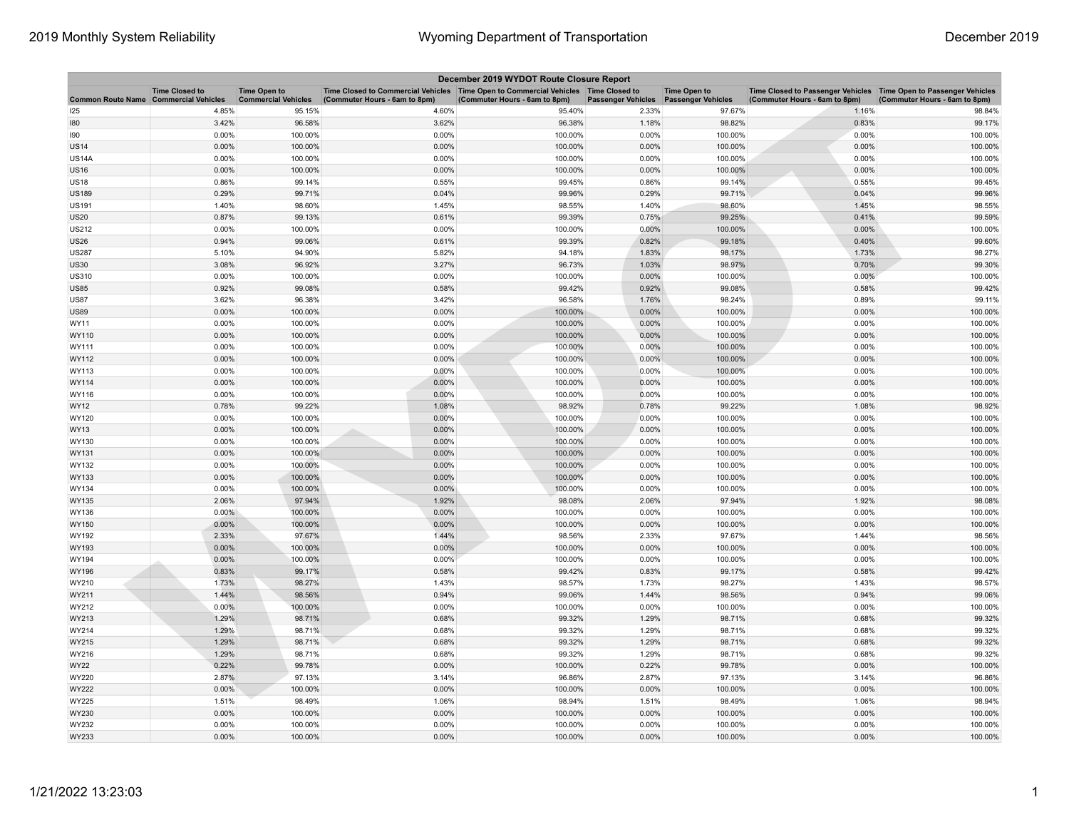| December 2019 WYDOT Route Closure Report | | | | | | | | |
|---|---|---|---|---|---|---|---|---|
| Common Route Name | Time Closed to Commercial Vehicles | Time Open to Commercial Vehicles | Time Closed to Commercial Vehicles (Commuter Hours - 6am to 8pm) | Time Open to Commercial Vehicles (Commuter Hours - 6am to 8pm) | Time Closed to Passenger Vehicles | Time Open to Passenger Vehicles | Time Closed to Passenger Vehicles (Commuter Hours - 6am to 8pm) | Time Open to Passenger Vehicles (Commuter Hours - 6am to 8pm) |
| I25 | 4.85% | 95.15% | 4.60% | 95.40% | 2.33% | 97.67% | 1.16% | 98.84% |
| I80 | 3.42% | 96.58% | 3.62% | 96.38% | 1.18% | 98.82% | 0.83% | 99.17% |
| I90 | 0.00% | 100.00% | 0.00% | 100.00% | 0.00% | 100.00% | 0.00% | 100.00% |
| US14 | 0.00% | 100.00% | 0.00% | 100.00% | 0.00% | 100.00% | 0.00% | 100.00% |
| US14A | 0.00% | 100.00% | 0.00% | 100.00% | 0.00% | 100.00% | 0.00% | 100.00% |
| US16 | 0.00% | 100.00% | 0.00% | 100.00% | 0.00% | 100.00% | 0.00% | 100.00% |
| US18 | 0.86% | 99.14% | 0.55% | 99.45% | 0.86% | 99.14% | 0.55% | 99.45% |
| US189 | 0.29% | 99.71% | 0.04% | 99.96% | 0.29% | 99.71% | 0.04% | 99.96% |
| US191 | 1.40% | 98.60% | 1.45% | 98.55% | 1.40% | 98.60% | 1.45% | 98.55% |
| US20 | 0.87% | 99.13% | 0.61% | 99.39% | 0.75% | 99.25% | 0.41% | 99.59% |
| US212 | 0.00% | 100.00% | 0.00% | 100.00% | 0.00% | 100.00% | 0.00% | 100.00% |
| US26 | 0.94% | 99.06% | 0.61% | 99.39% | 0.82% | 99.18% | 0.40% | 99.60% |
| US287 | 5.10% | 94.90% | 5.82% | 94.18% | 1.83% | 98.17% | 1.73% | 98.27% |
| US30 | 3.08% | 96.92% | 3.27% | 96.73% | 1.03% | 98.97% | 0.70% | 99.30% |
| US310 | 0.00% | 100.00% | 0.00% | 100.00% | 0.00% | 100.00% | 0.00% | 100.00% |
| US85 | 0.92% | 99.08% | 0.58% | 99.42% | 0.92% | 99.08% | 0.58% | 99.42% |
| US87 | 3.62% | 96.38% | 3.42% | 96.58% | 1.76% | 98.24% | 0.89% | 99.11% |
| US89 | 0.00% | 100.00% | 0.00% | 100.00% | 0.00% | 100.00% | 0.00% | 100.00% |
| WY11 | 0.00% | 100.00% | 0.00% | 100.00% | 0.00% | 100.00% | 0.00% | 100.00% |
| WY110 | 0.00% | 100.00% | 0.00% | 100.00% | 0.00% | 100.00% | 0.00% | 100.00% |
| WY111 | 0.00% | 100.00% | 0.00% | 100.00% | 0.00% | 100.00% | 0.00% | 100.00% |
| WY112 | 0.00% | 100.00% | 0.00% | 100.00% | 0.00% | 100.00% | 0.00% | 100.00% |
| WY113 | 0.00% | 100.00% | 0.00% | 100.00% | 0.00% | 100.00% | 0.00% | 100.00% |
| WY114 | 0.00% | 100.00% | 0.00% | 100.00% | 0.00% | 100.00% | 0.00% | 100.00% |
| WY116 | 0.00% | 100.00% | 0.00% | 100.00% | 0.00% | 100.00% | 0.00% | 100.00% |
| WY12 | 0.78% | 99.22% | 1.08% | 98.92% | 0.78% | 99.22% | 1.08% | 98.92% |
| WY120 | 0.00% | 100.00% | 0.00% | 100.00% | 0.00% | 100.00% | 0.00% | 100.00% |
| WY13 | 0.00% | 100.00% | 0.00% | 100.00% | 0.00% | 100.00% | 0.00% | 100.00% |
| WY130 | 0.00% | 100.00% | 0.00% | 100.00% | 0.00% | 100.00% | 0.00% | 100.00% |
| WY131 | 0.00% | 100.00% | 0.00% | 100.00% | 0.00% | 100.00% | 0.00% | 100.00% |
| WY132 | 0.00% | 100.00% | 0.00% | 100.00% | 0.00% | 100.00% | 0.00% | 100.00% |
| WY133 | 0.00% | 100.00% | 0.00% | 100.00% | 0.00% | 100.00% | 0.00% | 100.00% |
| WY134 | 0.00% | 100.00% | 0.00% | 100.00% | 0.00% | 100.00% | 0.00% | 100.00% |
| WY135 | 2.06% | 97.94% | 1.92% | 98.08% | 2.06% | 97.94% | 1.92% | 98.08% |
| WY136 | 0.00% | 100.00% | 0.00% | 100.00% | 0.00% | 100.00% | 0.00% | 100.00% |
| WY150 | 0.00% | 100.00% | 0.00% | 100.00% | 0.00% | 100.00% | 0.00% | 100.00% |
| WY192 | 2.33% | 97.67% | 1.44% | 98.56% | 2.33% | 97.67% | 1.44% | 98.56% |
| WY193 | 0.00% | 100.00% | 0.00% | 100.00% | 0.00% | 100.00% | 0.00% | 100.00% |
| WY194 | 0.00% | 100.00% | 0.00% | 100.00% | 0.00% | 100.00% | 0.00% | 100.00% |
| WY196 | 0.83% | 99.17% | 0.58% | 99.42% | 0.83% | 99.17% | 0.58% | 99.42% |
| WY210 | 1.73% | 98.27% | 1.43% | 98.57% | 1.73% | 98.27% | 1.43% | 98.57% |
| WY211 | 1.44% | 98.56% | 0.94% | 99.06% | 1.44% | 98.56% | 0.94% | 99.06% |
| WY212 | 0.00% | 100.00% | 0.00% | 100.00% | 0.00% | 100.00% | 0.00% | 100.00% |
| WY213 | 1.29% | 98.71% | 0.68% | 99.32% | 1.29% | 98.71% | 0.68% | 99.32% |
| WY214 | 1.29% | 98.71% | 0.68% | 99.32% | 1.29% | 98.71% | 0.68% | 99.32% |
| WY215 | 1.29% | 98.71% | 0.68% | 99.32% | 1.29% | 98.71% | 0.68% | 99.32% |
| WY216 | 1.29% | 98.71% | 0.68% | 99.32% | 1.29% | 98.71% | 0.68% | 99.32% |
| WY22 | 0.22% | 99.78% | 0.00% | 100.00% | 0.22% | 99.78% | 0.00% | 100.00% |
| WY220 | 2.87% | 97.13% | 3.14% | 96.86% | 2.87% | 97.13% | 3.14% | 96.86% |
| WY222 | 0.00% | 100.00% | 0.00% | 100.00% | 0.00% | 100.00% | 0.00% | 100.00% |
| WY225 | 1.51% | 98.49% | 1.06% | 98.94% | 1.51% | 98.49% | 1.06% | 98.94% |
| WY230 | 0.00% | 100.00% | 0.00% | 100.00% | 0.00% | 100.00% | 0.00% | 100.00% |
| WY232 | 0.00% | 100.00% | 0.00% | 100.00% | 0.00% | 100.00% | 0.00% | 100.00% |
| WY233 | 0.00% | 100.00% | 0.00% | 100.00% | 0.00% | 100.00% | 0.00% | 100.00% |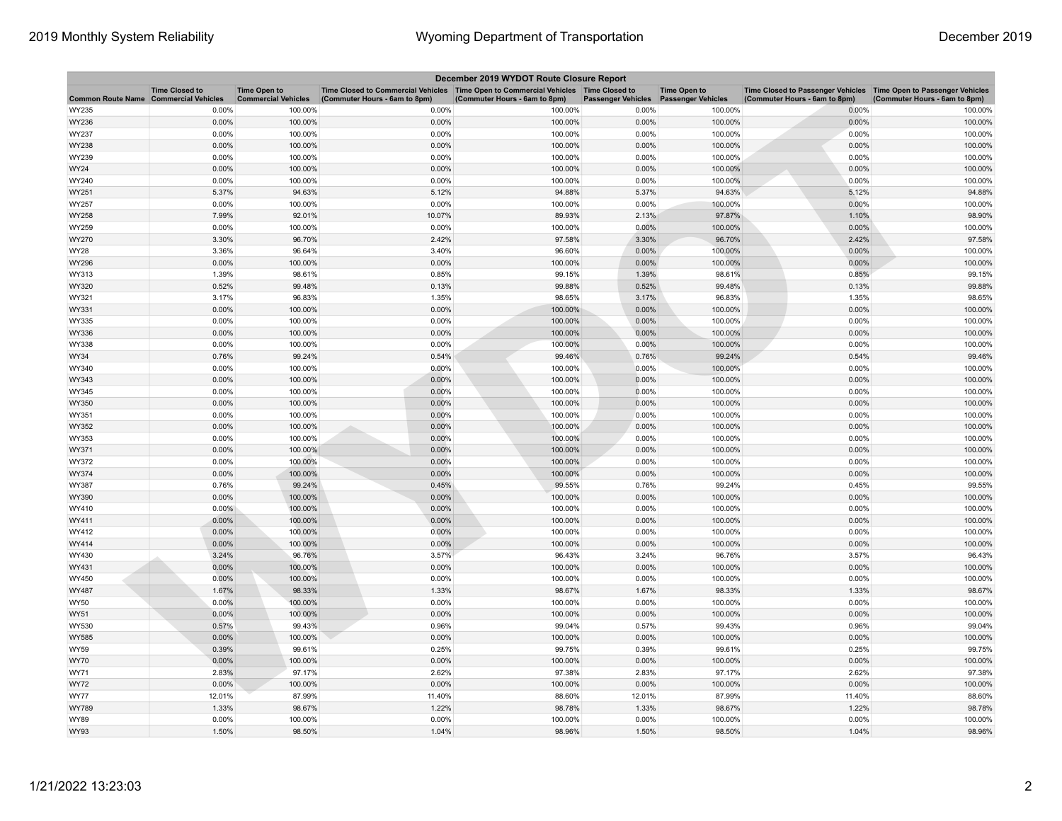| December 2019 WYDOT Route Closure Report | | | | | | | | |
|---|---|---|---|---|---|---|---|---|
| Common Route Name | Time Closed to Commercial Vehicles | Time Open to Commercial Vehicles | Time Closed to Commercial Vehicles (Commuter Hours - 6am to 8pm) | Time Open to Commercial Vehicles (Commuter Hours - 6am to 8pm) | Time Closed to Passenger Vehicles | Time Open to Passenger Vehicles | Time Closed to Passenger Vehicles (Commuter Hours - 6am to 8pm) | Time Open to Passenger Vehicles (Commuter Hours - 6am to 8pm) |
| WY235 | 0.00% | 100.00% | 0.00% | 100.00% | 0.00% | 100.00% | 0.00% | 100.00% |
| WY236 | 0.00% | 100.00% | 0.00% | 100.00% | 0.00% | 100.00% | 0.00% | 100.00% |
| WY237 | 0.00% | 100.00% | 0.00% | 100.00% | 0.00% | 100.00% | 0.00% | 100.00% |
| WY238 | 0.00% | 100.00% | 0.00% | 100.00% | 0.00% | 100.00% | 0.00% | 100.00% |
| WY239 | 0.00% | 100.00% | 0.00% | 100.00% | 0.00% | 100.00% | 0.00% | 100.00% |
| WY24 | 0.00% | 100.00% | 0.00% | 100.00% | 0.00% | 100.00% | 0.00% | 100.00% |
| WY240 | 0.00% | 100.00% | 0.00% | 100.00% | 0.00% | 100.00% | 0.00% | 100.00% |
| WY251 | 5.37% | 94.63% | 5.12% | 94.88% | 5.37% | 94.63% | 5.12% | 94.88% |
| WY257 | 0.00% | 100.00% | 0.00% | 100.00% | 0.00% | 100.00% | 0.00% | 100.00% |
| WY258 | 7.99% | 92.01% | 10.07% | 89.93% | 2.13% | 97.87% | 1.10% | 98.90% |
| WY259 | 0.00% | 100.00% | 0.00% | 100.00% | 0.00% | 100.00% | 0.00% | 100.00% |
| WY270 | 3.30% | 96.70% | 2.42% | 97.58% | 3.30% | 96.70% | 2.42% | 97.58% |
| WY28 | 3.36% | 96.64% | 3.40% | 96.60% | 0.00% | 100.00% | 0.00% | 100.00% |
| WY296 | 0.00% | 100.00% | 0.00% | 100.00% | 0.00% | 100.00% | 0.00% | 100.00% |
| WY313 | 1.39% | 98.61% | 0.85% | 99.15% | 1.39% | 98.61% | 0.85% | 99.15% |
| WY320 | 0.52% | 99.48% | 0.13% | 99.88% | 0.52% | 99.48% | 0.13% | 99.88% |
| WY321 | 3.17% | 96.83% | 1.35% | 98.65% | 3.17% | 96.83% | 1.35% | 98.65% |
| WY331 | 0.00% | 100.00% | 0.00% | 100.00% | 0.00% | 100.00% | 0.00% | 100.00% |
| WY335 | 0.00% | 100.00% | 0.00% | 100.00% | 0.00% | 100.00% | 0.00% | 100.00% |
| WY336 | 0.00% | 100.00% | 0.00% | 100.00% | 0.00% | 100.00% | 0.00% | 100.00% |
| WY338 | 0.00% | 100.00% | 0.00% | 100.00% | 0.00% | 100.00% | 0.00% | 100.00% |
| WY34 | 0.76% | 99.24% | 0.54% | 99.46% | 0.76% | 99.24% | 0.54% | 99.46% |
| WY340 | 0.00% | 100.00% | 0.00% | 100.00% | 0.00% | 100.00% | 0.00% | 100.00% |
| WY343 | 0.00% | 100.00% | 0.00% | 100.00% | 0.00% | 100.00% | 0.00% | 100.00% |
| WY345 | 0.00% | 100.00% | 0.00% | 100.00% | 0.00% | 100.00% | 0.00% | 100.00% |
| WY350 | 0.00% | 100.00% | 0.00% | 100.00% | 0.00% | 100.00% | 0.00% | 100.00% |
| WY351 | 0.00% | 100.00% | 0.00% | 100.00% | 0.00% | 100.00% | 0.00% | 100.00% |
| WY352 | 0.00% | 100.00% | 0.00% | 100.00% | 0.00% | 100.00% | 0.00% | 100.00% |
| WY353 | 0.00% | 100.00% | 0.00% | 100.00% | 0.00% | 100.00% | 0.00% | 100.00% |
| WY371 | 0.00% | 100.00% | 0.00% | 100.00% | 0.00% | 100.00% | 0.00% | 100.00% |
| WY372 | 0.00% | 100.00% | 0.00% | 100.00% | 0.00% | 100.00% | 0.00% | 100.00% |
| WY374 | 0.00% | 100.00% | 0.00% | 100.00% | 0.00% | 100.00% | 0.00% | 100.00% |
| WY387 | 0.76% | 99.24% | 0.45% | 99.55% | 0.76% | 99.24% | 0.45% | 99.55% |
| WY390 | 0.00% | 100.00% | 0.00% | 100.00% | 0.00% | 100.00% | 0.00% | 100.00% |
| WY410 | 0.00% | 100.00% | 0.00% | 100.00% | 0.00% | 100.00% | 0.00% | 100.00% |
| WY411 | 0.00% | 100.00% | 0.00% | 100.00% | 0.00% | 100.00% | 0.00% | 100.00% |
| WY412 | 0.00% | 100.00% | 0.00% | 100.00% | 0.00% | 100.00% | 0.00% | 100.00% |
| WY414 | 0.00% | 100.00% | 0.00% | 100.00% | 0.00% | 100.00% | 0.00% | 100.00% |
| WY430 | 3.24% | 96.76% | 3.57% | 96.43% | 3.24% | 96.76% | 3.57% | 96.43% |
| WY431 | 0.00% | 100.00% | 0.00% | 100.00% | 0.00% | 100.00% | 0.00% | 100.00% |
| WY450 | 0.00% | 100.00% | 0.00% | 100.00% | 0.00% | 100.00% | 0.00% | 100.00% |
| WY487 | 1.67% | 98.33% | 1.33% | 98.67% | 1.67% | 98.33% | 1.33% | 98.67% |
| WY50 | 0.00% | 100.00% | 0.00% | 100.00% | 0.00% | 100.00% | 0.00% | 100.00% |
| WY51 | 0.00% | 100.00% | 0.00% | 100.00% | 0.00% | 100.00% | 0.00% | 100.00% |
| WY530 | 0.57% | 99.43% | 0.96% | 99.04% | 0.57% | 99.43% | 0.96% | 99.04% |
| WY585 | 0.00% | 100.00% | 0.00% | 100.00% | 0.00% | 100.00% | 0.00% | 100.00% |
| WY59 | 0.39% | 99.61% | 0.25% | 99.75% | 0.39% | 99.61% | 0.25% | 99.75% |
| WY70 | 0.00% | 100.00% | 0.00% | 100.00% | 0.00% | 100.00% | 0.00% | 100.00% |
| WY71 | 2.83% | 97.17% | 2.62% | 97.38% | 2.83% | 97.17% | 2.62% | 97.38% |
| WY72 | 0.00% | 100.00% | 0.00% | 100.00% | 0.00% | 100.00% | 0.00% | 100.00% |
| WY77 | 12.01% | 87.99% | 11.40% | 88.60% | 12.01% | 87.99% | 11.40% | 88.60% |
| WY789 | 1.33% | 98.67% | 1.22% | 98.78% | 1.33% | 98.67% | 1.22% | 98.78% |
| WY89 | 0.00% | 100.00% | 0.00% | 100.00% | 0.00% | 100.00% | 0.00% | 100.00% |
| WY93 | 1.50% | 98.50% | 1.04% | 98.96% | 1.50% | 98.50% | 1.04% | 98.96% |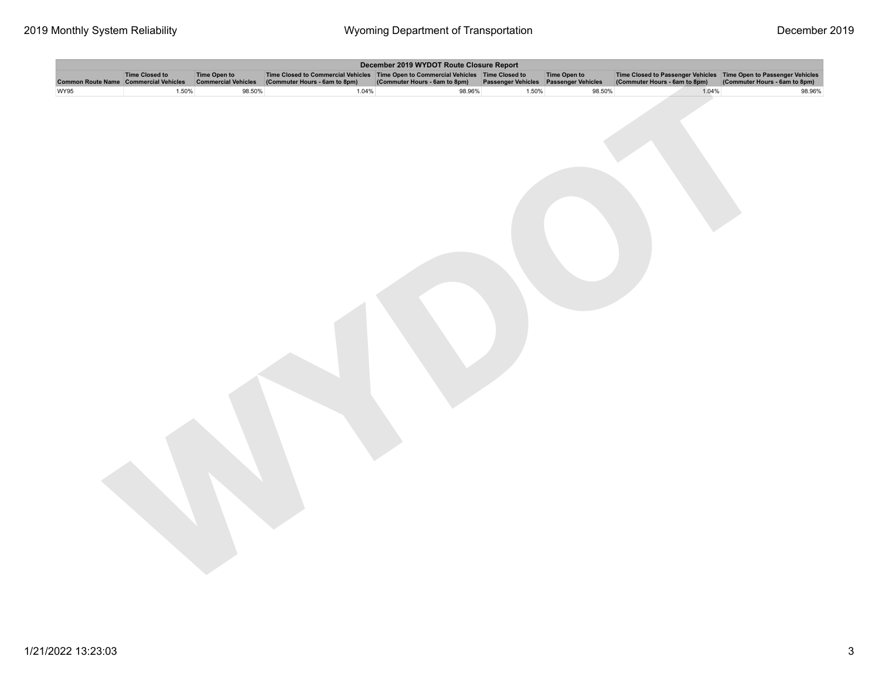| December 2019 WYDOT Route Closure Report | | | | | | | | |
|---|---|---|---|---|---|---|---|---|
| Common Route Name | Time Closed to Commercial Vehicles | Time Open to Commercial Vehicles | Time Closed to Commercial Vehicles (Commuter Hours - 6am to 8pm) | Time Open to Commercial Vehicles (Commuter Hours - 6am to 8pm) | Time Closed to Passenger Vehicles | Time Open to Passenger Vehicles | Time Closed to Passenger Vehicles (Commuter Hours - 6am to 8pm) | Time Open to Passenger Vehicles (Commuter Hours - 6am to 8pm) |
| WY95 | 1.50% | 98.50% | 1.04% | 98.96% | 1.50% | 98.50% | 1.04% | 98.96% |